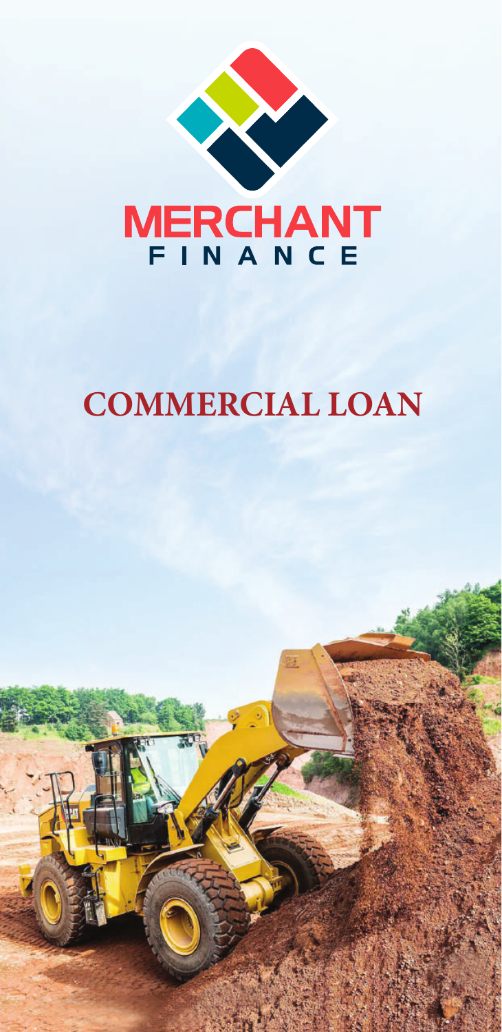MERCHANT
FINANCE

# COMMERCIAL LOAN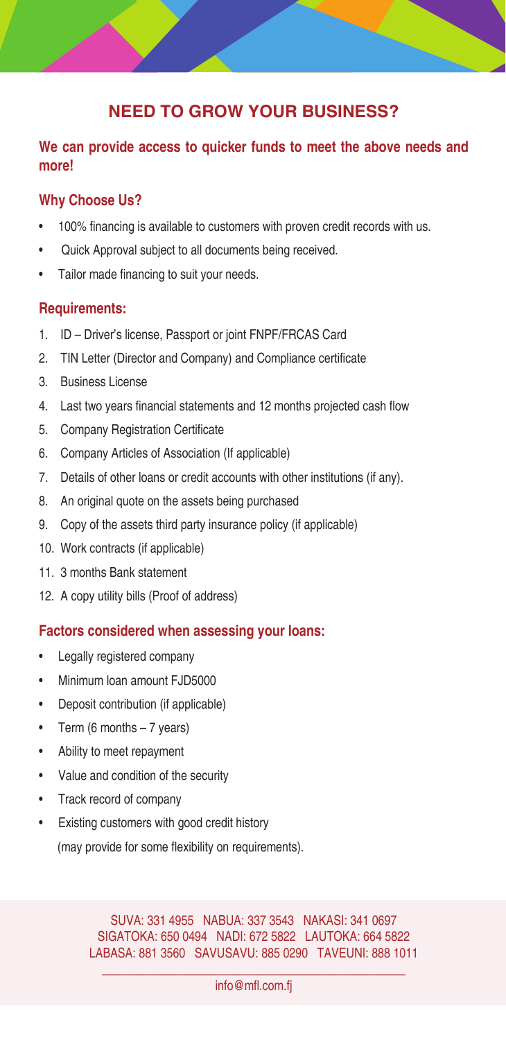## NEED TO GROW YOUR BUSINESS?

**We can provide access to quicker funds to meet the above needs and more!**

### Why Choose Us?

- 100% financing is available to customers with proven credit records with us.
- Quick Approval subject to all documents being received.
- Tailor made financing to suit your needs.

### Requirements:

1. ID – Driver's license, Passport or joint FNPF/FRCAS Card
2. TIN Letter (Director and Company) and Compliance certificate
3. Business License
4. Last two years financial statements and 12 months projected cash flow
5. Company Registration Certificate
6. Company Articles of Association (If applicable)
7. Details of other loans or credit accounts with other institutions (if any).
8. An original quote on the assets being purchased
9. Copy of the assets third party insurance policy (if applicable)
10. Work contracts (if applicable)
11. 3 months Bank statement
12. A copy utility bills (Proof of address)

### Factors considered when assessing your loans:

- Legally registered company
- Minimum loan amount FJD5000
- Deposit contribution (if applicable)
- Term (6 months – 7 years)
- Ability to meet repayment
- Value and condition of the security
- Track record of company
- Existing customers with good credit history

  (may provide for some flexibility on requirements).

SUVA: 331 4955 NABUA: 337 3543 NAKASI: 341 0697
SIGATOKA: 650 0494 NADI: 672 5822 LAUTOKA: 664 5822
LABASA: 881 3560 SAVUSAVU: 885 0290 TAVEUNI: 888 1011

info@mfl.com.fj